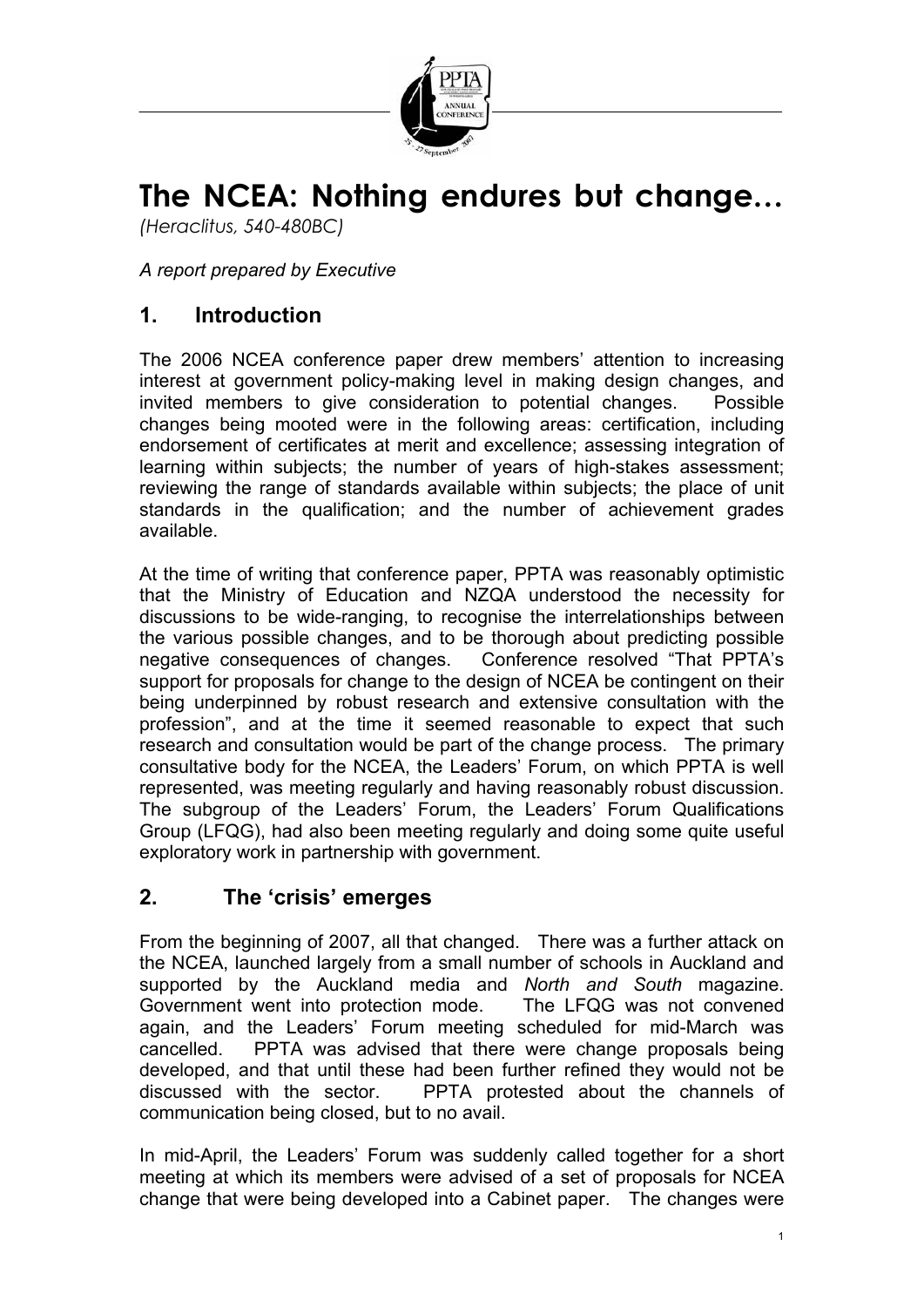# The NCEA: Nothing endures but change…

*(Heraclitus, 540-480BC)*

*A report prepared by Executive*

## 1. Introduction

The 2006 NCEA conference paper drew members' attention to increasing interest at government policy-making level in making design changes, and invited members to give consideration to potential changes. Possible changes being mooted were in the following areas: certification, including endorsement of certificates at merit and excellence; assessing integration of learning within subjects; the number of years of high-stakes assessment; reviewing the range of standards available within subjects; the place of unit standards in the qualification; and the number of achievement grades available.

At the time of writing that conference paper, PPTA was reasonably optimistic that the Ministry of Education and NZQA understood the necessity for discussions to be wide-ranging, to recognise the interrelationships between the various possible changes, and to be thorough about predicting possible negative consequences of changes. Conference resolved "That PPTA's support for proposals for change to the design of NCEA be contingent on their being underpinned by robust research and extensive consultation with the profession", and at the time it seemed reasonable to expect that such research and consultation would be part of the change process. The primary consultative body for the NCEA, the Leaders' Forum, on which PPTA is well represented, was meeting regularly and having reasonably robust discussion. The subgroup of the Leaders' Forum, the Leaders' Forum Qualifications Group (LFQG), had also been meeting regularly and doing some quite useful exploratory work in partnership with government.

## 2. The 'crisis' emerges

From the beginning of 2007, all that changed. There was a further attack on the NCEA, launched largely from a small number of schools in Auckland and supported by the Auckland media and *North and South* magazine. Government went into protection mode. The LFQG was not convened again, and the Leaders' Forum meeting scheduled for mid-March was cancelled. PPTA was advised that there were change proposals being developed, and that until these had been further refined they would not be discussed with the sector. PPTA protested about the channels of communication being closed, but to no avail.

In mid-April, the Leaders' Forum was suddenly called together for a short meeting at which its members were advised of a set of proposals for NCEA change that were being developed into a Cabinet paper. The changes were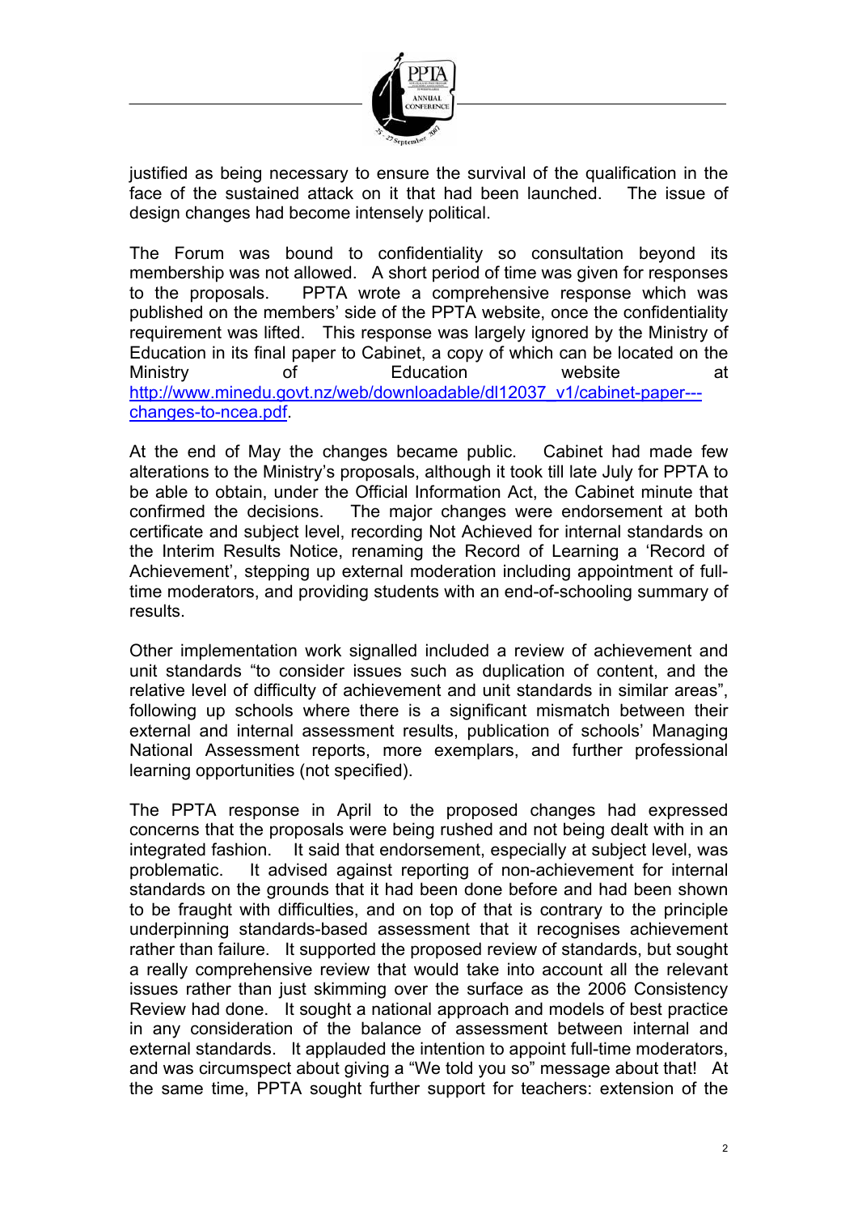justified as being necessary to ensure the survival of the qualification in the face of the sustained attack on it that had been launched. The issue of design changes had become intensely political.

The Forum was bound to confidentiality so consultation beyond its membership was not allowed. A short period of time was given for responses to the proposals. PPTA wrote a comprehensive response which was published on the members' side of the PPTA website, once the confidentiality requirement was lifted. This response was largely ignored by the Ministry of Education in its final paper to Cabinet, a copy of which can be located on the Ministry of Education website at http://www.minedu.govt.nz/web/downloadable/dl12037_v1/cabinet-paper---changes-to-ncea.pdf.

At the end of May the changes became public. Cabinet had made few alterations to the Ministry's proposals, although it took till late July for PPTA to be able to obtain, under the Official Information Act, the Cabinet minute that confirmed the decisions. The major changes were endorsement at both certificate and subject level, recording Not Achieved for internal standards on the Interim Results Notice, renaming the Record of Learning a 'Record of Achievement', stepping up external moderation including appointment of full-time moderators, and providing students with an end-of-schooling summary of results.

Other implementation work signalled included a review of achievement and unit standards "to consider issues such as duplication of content, and the relative level of difficulty of achievement and unit standards in similar areas", following up schools where there is a significant mismatch between their external and internal assessment results, publication of schools' Managing National Assessment reports, more exemplars, and further professional learning opportunities (not specified).

The PPTA response in April to the proposed changes had expressed concerns that the proposals were being rushed and not being dealt with in an integrated fashion. It said that endorsement, especially at subject level, was problematic. It advised against reporting of non-achievement for internal standards on the grounds that it had been done before and had been shown to be fraught with difficulties, and on top of that is contrary to the principle underpinning standards-based assessment that it recognises achievement rather than failure. It supported the proposed review of standards, but sought a really comprehensive review that would take into account all the relevant issues rather than just skimming over the surface as the 2006 Consistency Review had done. It sought a national approach and models of best practice in any consideration of the balance of assessment between internal and external standards. It applauded the intention to appoint full-time moderators, and was circumspect about giving a "We told you so" message about that! At the same time, PPTA sought further support for teachers: extension of the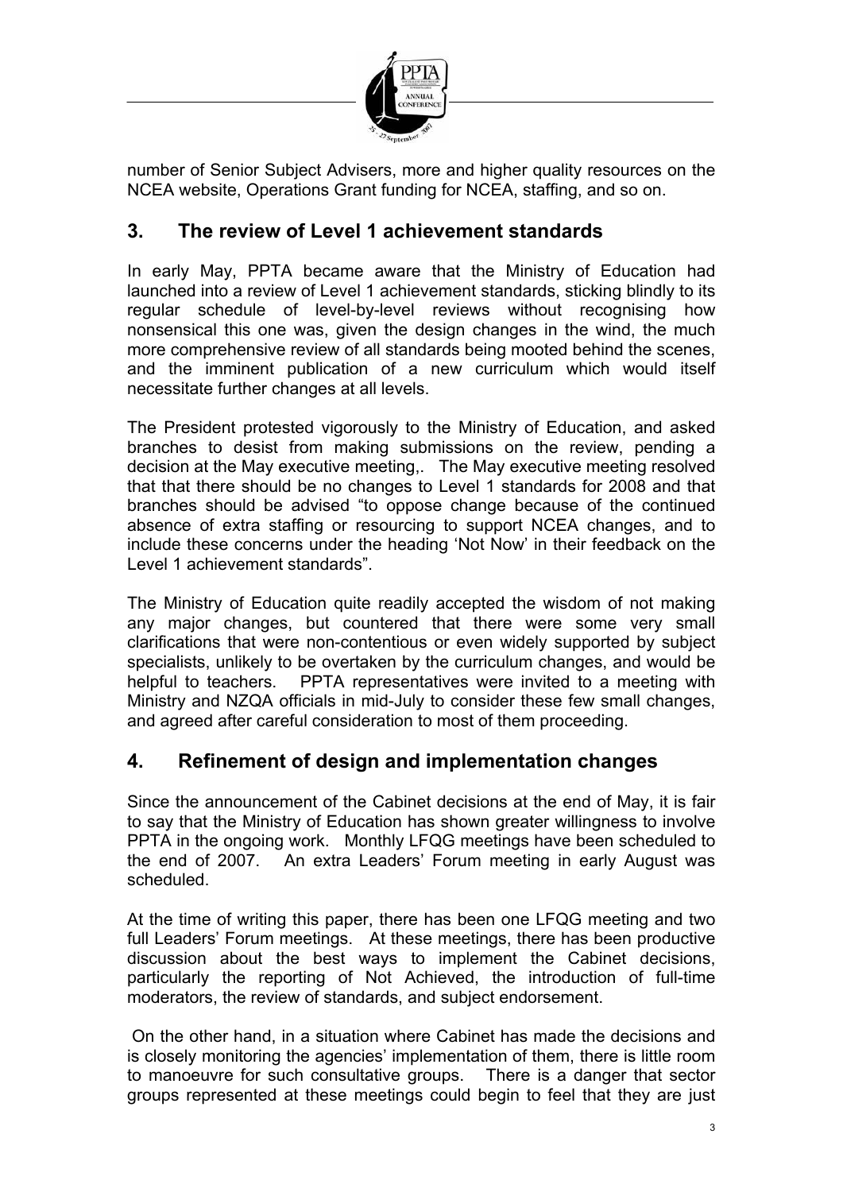number of Senior Subject Advisers, more and higher quality resources on the NCEA website, Operations Grant funding for NCEA, staffing, and so on.

## 3. The review of Level 1 achievement standards

In early May, PPTA became aware that the Ministry of Education had launched into a review of Level 1 achievement standards, sticking blindly to its regular schedule of level-by-level reviews without recognising how nonsensical this one was, given the design changes in the wind, the much more comprehensive review of all standards being mooted behind the scenes, and the imminent publication of a new curriculum which would itself necessitate further changes at all levels.

The President protested vigorously to the Ministry of Education, and asked branches to desist from making submissions on the review, pending a decision at the May executive meeting,. The May executive meeting resolved that that there should be no changes to Level 1 standards for 2008 and that branches should be advised "to oppose change because of the continued absence of extra staffing or resourcing to support NCEA changes, and to include these concerns under the heading 'Not Now' in their feedback on the Level 1 achievement standards".

The Ministry of Education quite readily accepted the wisdom of not making any major changes, but countered that there were some very small clarifications that were non-contentious or even widely supported by subject specialists, unlikely to be overtaken by the curriculum changes, and would be helpful to teachers. PPTA representatives were invited to a meeting with Ministry and NZQA officials in mid-July to consider these few small changes, and agreed after careful consideration to most of them proceeding.

## 4. Refinement of design and implementation changes

Since the announcement of the Cabinet decisions at the end of May, it is fair to say that the Ministry of Education has shown greater willingness to involve PPTA in the ongoing work. Monthly LFQG meetings have been scheduled to the end of 2007. An extra Leaders' Forum meeting in early August was scheduled.

At the time of writing this paper, there has been one LFQG meeting and two full Leaders' Forum meetings. At these meetings, there has been productive discussion about the best ways to implement the Cabinet decisions, particularly the reporting of Not Achieved, the introduction of full-time moderators, the review of standards, and subject endorsement.

On the other hand, in a situation where Cabinet has made the decisions and is closely monitoring the agencies' implementation of them, there is little room to manoeuvre for such consultative groups. There is a danger that sector groups represented at these meetings could begin to feel that they are just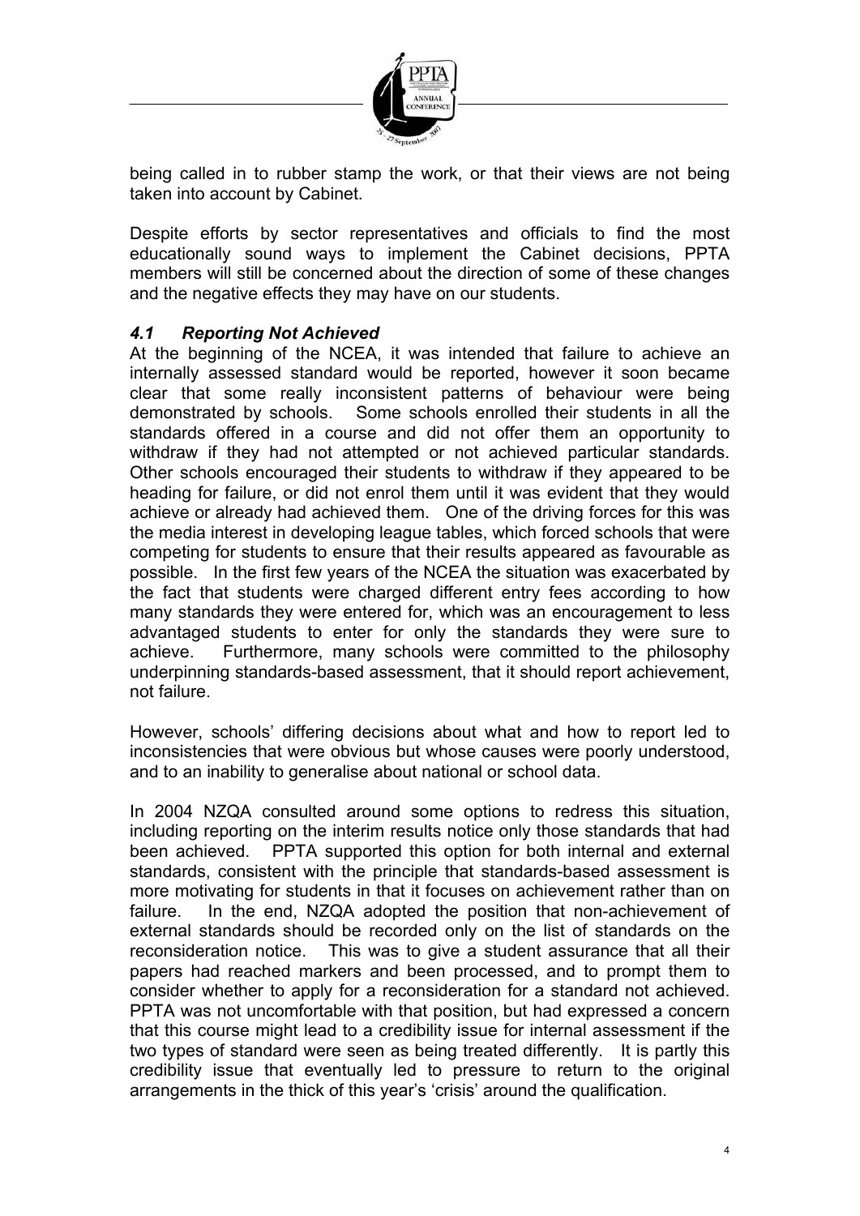being called in to rubber stamp the work, or that their views are not being taken into account by Cabinet.

Despite efforts by sector representatives and officials to find the most educationally sound ways to implement the Cabinet decisions, PPTA members will still be concerned about the direction of some of these changes and the negative effects they may have on our students.

### *4.1 Reporting Not Achieved*

At the beginning of the NCEA, it was intended that failure to achieve an internally assessed standard would be reported, however it soon became clear that some really inconsistent patterns of behaviour were being demonstrated by schools. Some schools enrolled their students in all the standards offered in a course and did not offer them an opportunity to withdraw if they had not attempted or not achieved particular standards. Other schools encouraged their students to withdraw if they appeared to be heading for failure, or did not enrol them until it was evident that they would achieve or already had achieved them. One of the driving forces for this was the media interest in developing league tables, which forced schools that were competing for students to ensure that their results appeared as favourable as possible. In the first few years of the NCEA the situation was exacerbated by the fact that students were charged different entry fees according to how many standards they were entered for, which was an encouragement to less advantaged students to enter for only the standards they were sure to achieve. Furthermore, many schools were committed to the philosophy underpinning standards-based assessment, that it should report achievement, not failure.

However, schools' differing decisions about what and how to report led to inconsistencies that were obvious but whose causes were poorly understood, and to an inability to generalise about national or school data.

In 2004 NZQA consulted around some options to redress this situation, including reporting on the interim results notice only those standards that had been achieved. PPTA supported this option for both internal and external standards, consistent with the principle that standards-based assessment is more motivating for students in that it focuses on achievement rather than on failure. In the end, NZQA adopted the position that non-achievement of external standards should be recorded only on the list of standards on the reconsideration notice. This was to give a student assurance that all their papers had reached markers and been processed, and to prompt them to consider whether to apply for a reconsideration for a standard not achieved. PPTA was not uncomfortable with that position, but had expressed a concern that this course might lead to a credibility issue for internal assessment if the two types of standard were seen as being treated differently. It is partly this credibility issue that eventually led to pressure to return to the original arrangements in the thick of this year's 'crisis' around the qualification.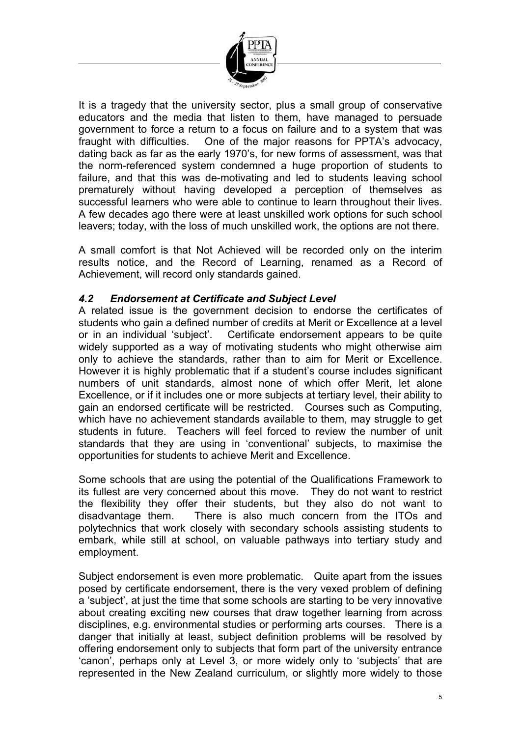It is a tragedy that the university sector, plus a small group of conservative educators and the media that listen to them, have managed to persuade government to force a return to a focus on failure and to a system that was fraught with difficulties. One of the major reasons for PPTA's advocacy, dating back as far as the early 1970's, for new forms of assessment, was that the norm-referenced system condemned a huge proportion of students to failure, and that this was de-motivating and led to students leaving school prematurely without having developed a perception of themselves as successful learners who were able to continue to learn throughout their lives. A few decades ago there were at least unskilled work options for such school leavers; today, with the loss of much unskilled work, the options are not there.

A small comfort is that Not Achieved will be recorded only on the interim results notice, and the Record of Learning, renamed as a Record of Achievement, will record only standards gained.

### *4.2 Endorsement at Certificate and Subject Level*

A related issue is the government decision to endorse the certificates of students who gain a defined number of credits at Merit or Excellence at a level or in an individual 'subject'. Certificate endorsement appears to be quite widely supported as a way of motivating students who might otherwise aim only to achieve the standards, rather than to aim for Merit or Excellence. However it is highly problematic that if a student's course includes significant numbers of unit standards, almost none of which offer Merit, let alone Excellence, or if it includes one or more subjects at tertiary level, their ability to gain an endorsed certificate will be restricted. Courses such as Computing, which have no achievement standards available to them, may struggle to get students in future. Teachers will feel forced to review the number of unit standards that they are using in 'conventional' subjects, to maximise the opportunities for students to achieve Merit and Excellence.

Some schools that are using the potential of the Qualifications Framework to its fullest are very concerned about this move. They do not want to restrict the flexibility they offer their students, but they also do not want to disadvantage them. There is also much concern from the ITOs and polytechnics that work closely with secondary schools assisting students to embark, while still at school, on valuable pathways into tertiary study and employment.

Subject endorsement is even more problematic. Quite apart from the issues posed by certificate endorsement, there is the very vexed problem of defining a 'subject', at just the time that some schools are starting to be very innovative about creating exciting new courses that draw together learning from across disciplines, e.g. environmental studies or performing arts courses. There is a danger that initially at least, subject definition problems will be resolved by offering endorsement only to subjects that form part of the university entrance 'canon', perhaps only at Level 3, or more widely only to 'subjects' that are represented in the New Zealand curriculum, or slightly more widely to those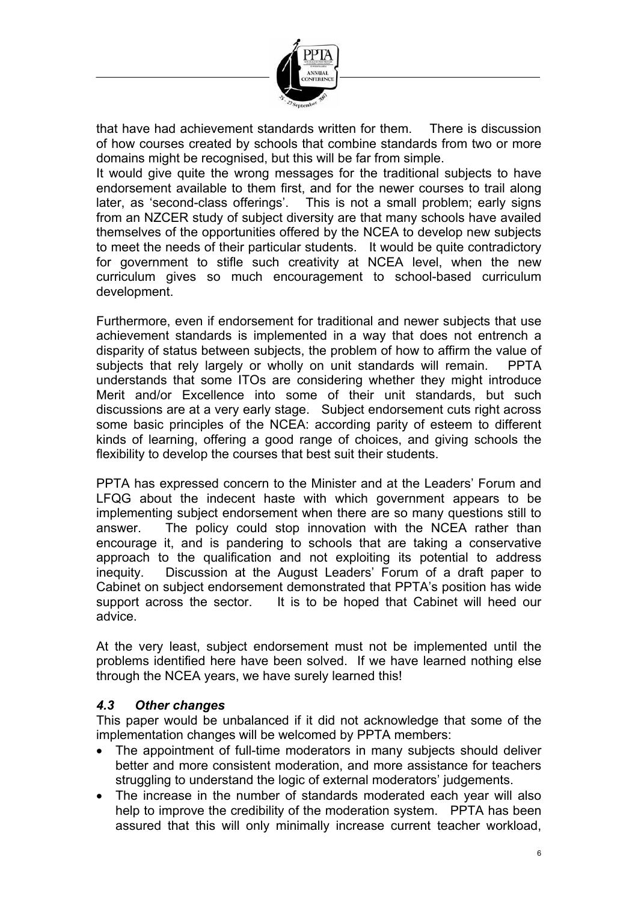that have had achievement standards written for them. There is discussion of how courses created by schools that combine standards from two or more domains might be recognised, but this will be far from simple.

It would give quite the wrong messages for the traditional subjects to have endorsement available to them first, and for the newer courses to trail along later, as 'second-class offerings'. This is not a small problem; early signs from an NZCER study of subject diversity are that many schools have availed themselves of the opportunities offered by the NCEA to develop new subjects to meet the needs of their particular students. It would be quite contradictory for government to stifle such creativity at NCEA level, when the new curriculum gives so much encouragement to school-based curriculum development.

Furthermore, even if endorsement for traditional and newer subjects that use achievement standards is implemented in a way that does not entrench a disparity of status between subjects, the problem of how to affirm the value of subjects that rely largely or wholly on unit standards will remain. PPTA understands that some ITOs are considering whether they might introduce Merit and/or Excellence into some of their unit standards, but such discussions are at a very early stage. Subject endorsement cuts right across some basic principles of the NCEA: according parity of esteem to different kinds of learning, offering a good range of choices, and giving schools the flexibility to develop the courses that best suit their students.

PPTA has expressed concern to the Minister and at the Leaders' Forum and LFQG about the indecent haste with which government appears to be implementing subject endorsement when there are so many questions still to answer. The policy could stop innovation with the NCEA rather than encourage it, and is pandering to schools that are taking a conservative approach to the qualification and not exploiting its potential to address inequity. Discussion at the August Leaders' Forum of a draft paper to Cabinet on subject endorsement demonstrated that PPTA's position has wide support across the sector. It is to be hoped that Cabinet will heed our advice.

At the very least, subject endorsement must not be implemented until the problems identified here have been solved. If we have learned nothing else through the NCEA years, we have surely learned this!

### *4.3 Other changes*

This paper would be unbalanced if it did not acknowledge that some of the implementation changes will be welcomed by PPTA members:

- The appointment of full-time moderators in many subjects should deliver better and more consistent moderation, and more assistance for teachers struggling to understand the logic of external moderators' judgements.
- The increase in the number of standards moderated each year will also help to improve the credibility of the moderation system. PPTA has been assured that this will only minimally increase current teacher workload,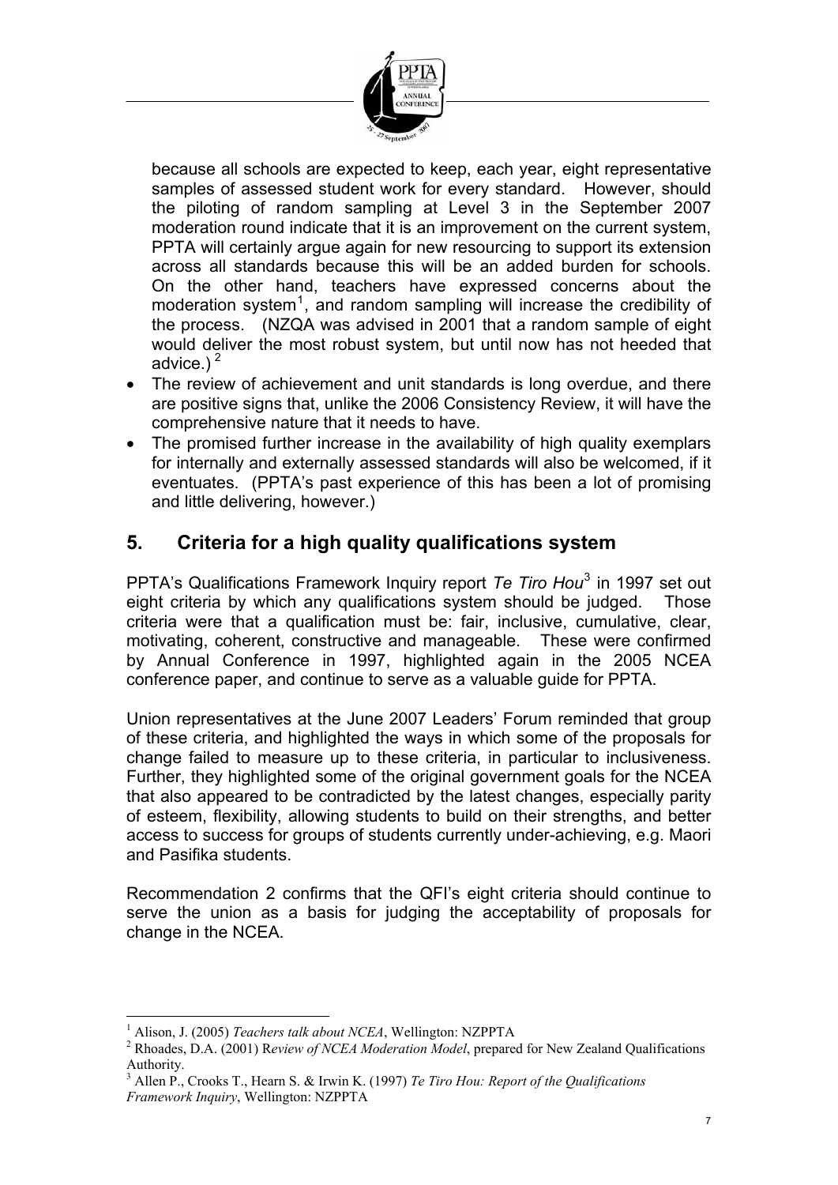because all schools are expected to keep, each year, eight representative samples of assessed student work for every standard. However, should the piloting of random sampling at Level 3 in the September 2007 moderation round indicate that it is an improvement on the current system, PPTA will certainly argue again for new resourcing to support its extension across all standards because this will be an added burden for schools. On the other hand, teachers have expressed concerns about the moderation system[1], and random sampling will increase the credibility of the process. (NZQA was advised in 2001 that a random sample of eight would deliver the most robust system, but until now has not heeded that advice.)[2]

- The review of achievement and unit standards is long overdue, and there are positive signs that, unlike the 2006 Consistency Review, it will have the comprehensive nature that it needs to have.
- The promised further increase in the availability of high quality exemplars for internally and externally assessed standards will also be welcomed, if it eventuates. (PPTA's past experience of this has been a lot of promising and little delivering, however.)

## 5. Criteria for a high quality qualifications system

PPTA's Qualifications Framework Inquiry report *Te Tiro Hou*[3] in 1997 set out eight criteria by which any qualifications system should be judged. Those criteria were that a qualification must be: fair, inclusive, cumulative, clear, motivating, coherent, constructive and manageable. These were confirmed by Annual Conference in 1997, highlighted again in the 2005 NCEA conference paper, and continue to serve as a valuable guide for PPTA.

Union representatives at the June 2007 Leaders' Forum reminded that group of these criteria, and highlighted the ways in which some of the proposals for change failed to measure up to these criteria, in particular to inclusiveness. Further, they highlighted some of the original government goals for the NCEA that also appeared to be contradicted by the latest changes, especially parity of esteem, flexibility, allowing students to build on their strengths, and better access to success for groups of students currently under-achieving, e.g. Maori and Pasifika students.

Recommendation 2 confirms that the QFI's eight criteria should continue to serve the union as a basis for judging the acceptability of proposals for change in the NCEA.

---

[1] Alison, J. (2005) *Teachers talk about NCEA*, Wellington: NZPPTA

[2] Rhoades, D.A. (2001) R*eview of NCEA Moderation Model*, prepared for New Zealand Qualifications Authority.

[3] Allen P., Crooks T., Hearn S. & Irwin K. (1997) *Te Tiro Hou: Report of the Qualifications Framework Inquiry*, Wellington: NZPPTA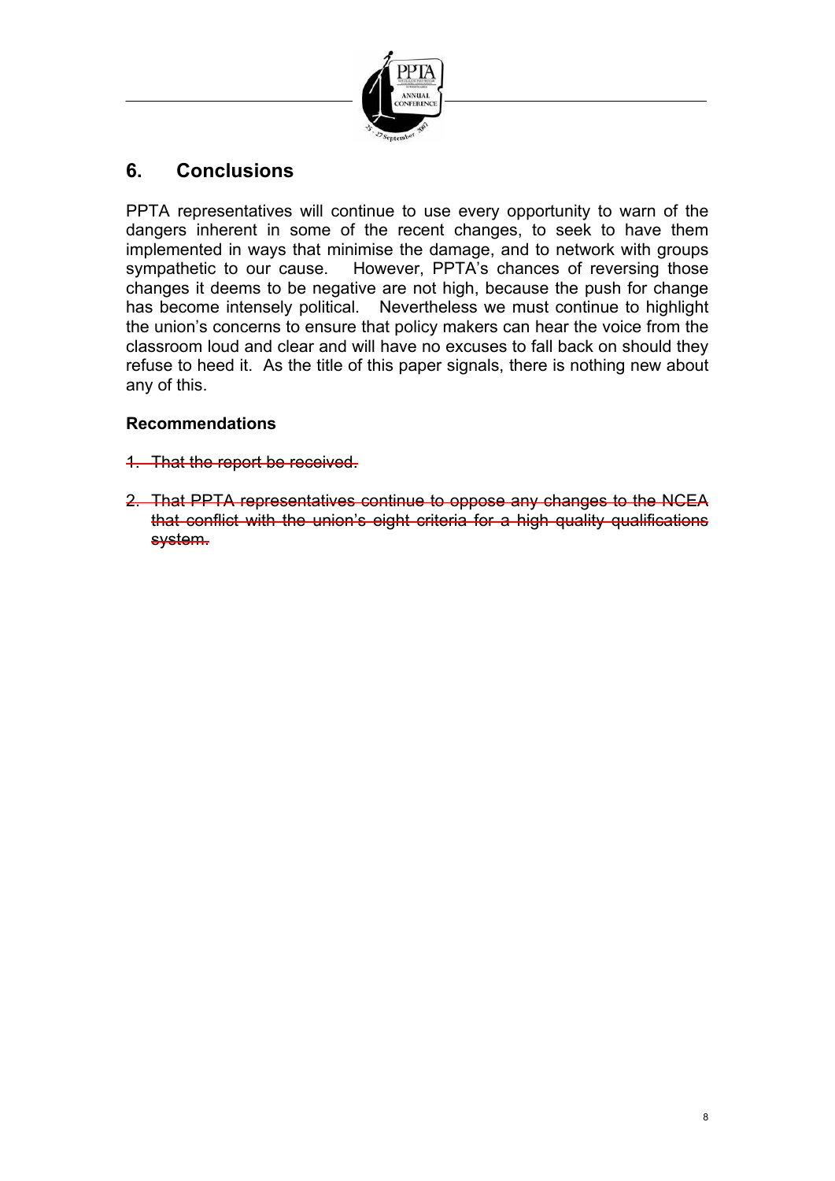## 6. Conclusions

PPTA representatives will continue to use every opportunity to warn of the dangers inherent in some of the recent changes, to seek to have them implemented in ways that minimise the damage, and to network with groups sympathetic to our cause. However, PPTA's chances of reversing those changes it deems to be negative are not high, because the push for change has become intensely political. Nevertheless we must continue to highlight the union's concerns to ensure that policy makers can hear the voice from the classroom loud and clear and will have no excuses to fall back on should they refuse to heed it. As the title of this paper signals, there is nothing new about any of this.

### Recommendations

1. ~~That the report be received.~~

2. ~~That PPTA representatives continue to oppose any changes to the NCEA that conflict with the union's eight criteria for a high quality qualifications system.~~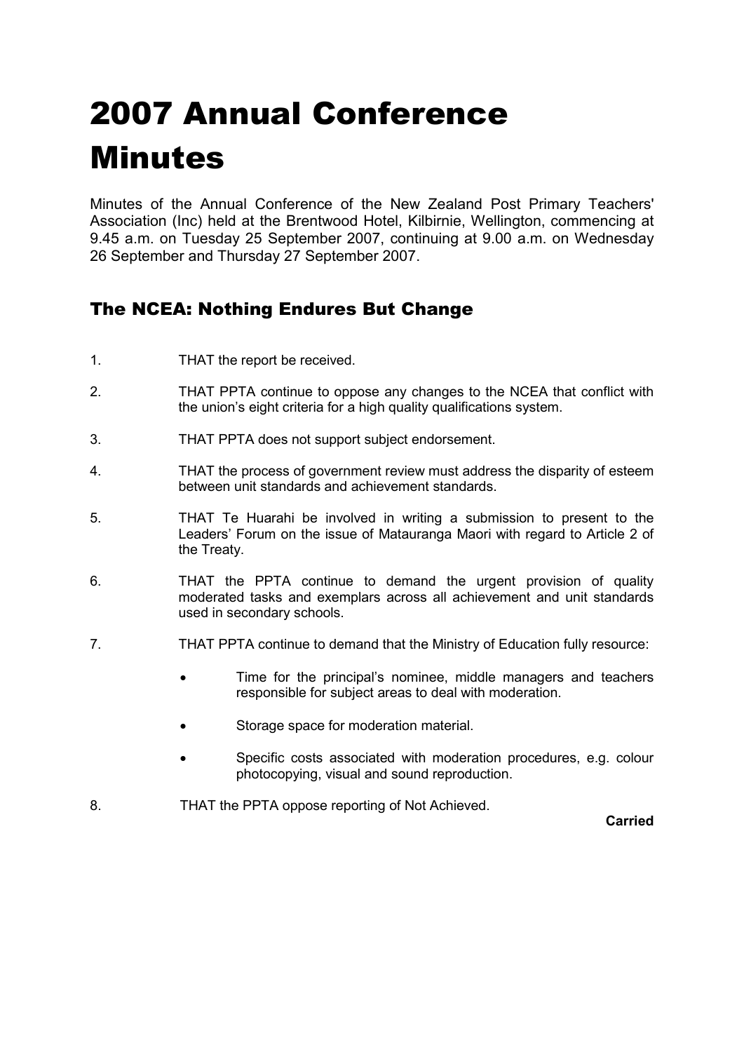# 2007 Annual Conference Minutes

Minutes of the Annual Conference of the New Zealand Post Primary Teachers' Association (Inc) held at the Brentwood Hotel, Kilbirnie, Wellington, commencing at 9.45 a.m. on Tuesday 25 September 2007, continuing at 9.00 a.m. on Wednesday 26 September and Thursday 27 September 2007.

## The NCEA: Nothing Endures But Change

1. THAT the report be received.

2. THAT PPTA continue to oppose any changes to the NCEA that conflict with the union's eight criteria for a high quality qualifications system.

3. THAT PPTA does not support subject endorsement.

4. THAT the process of government review must address the disparity of esteem between unit standards and achievement standards.

5. THAT Te Huarahi be involved in writing a submission to present to the Leaders' Forum on the issue of Matauranga Maori with regard to Article 2 of the Treaty.

6. THAT the PPTA continue to demand the urgent provision of quality moderated tasks and exemplars across all achievement and unit standards used in secondary schools.

7. THAT PPTA continue to demand that the Ministry of Education fully resource:

   - Time for the principal's nominee, middle managers and teachers responsible for subject areas to deal with moderation.
   - Storage space for moderation material.
   - Specific costs associated with moderation procedures, e.g. colour photocopying, visual and sound reproduction.

8. THAT the PPTA oppose reporting of Not Achieved.

**Carried**